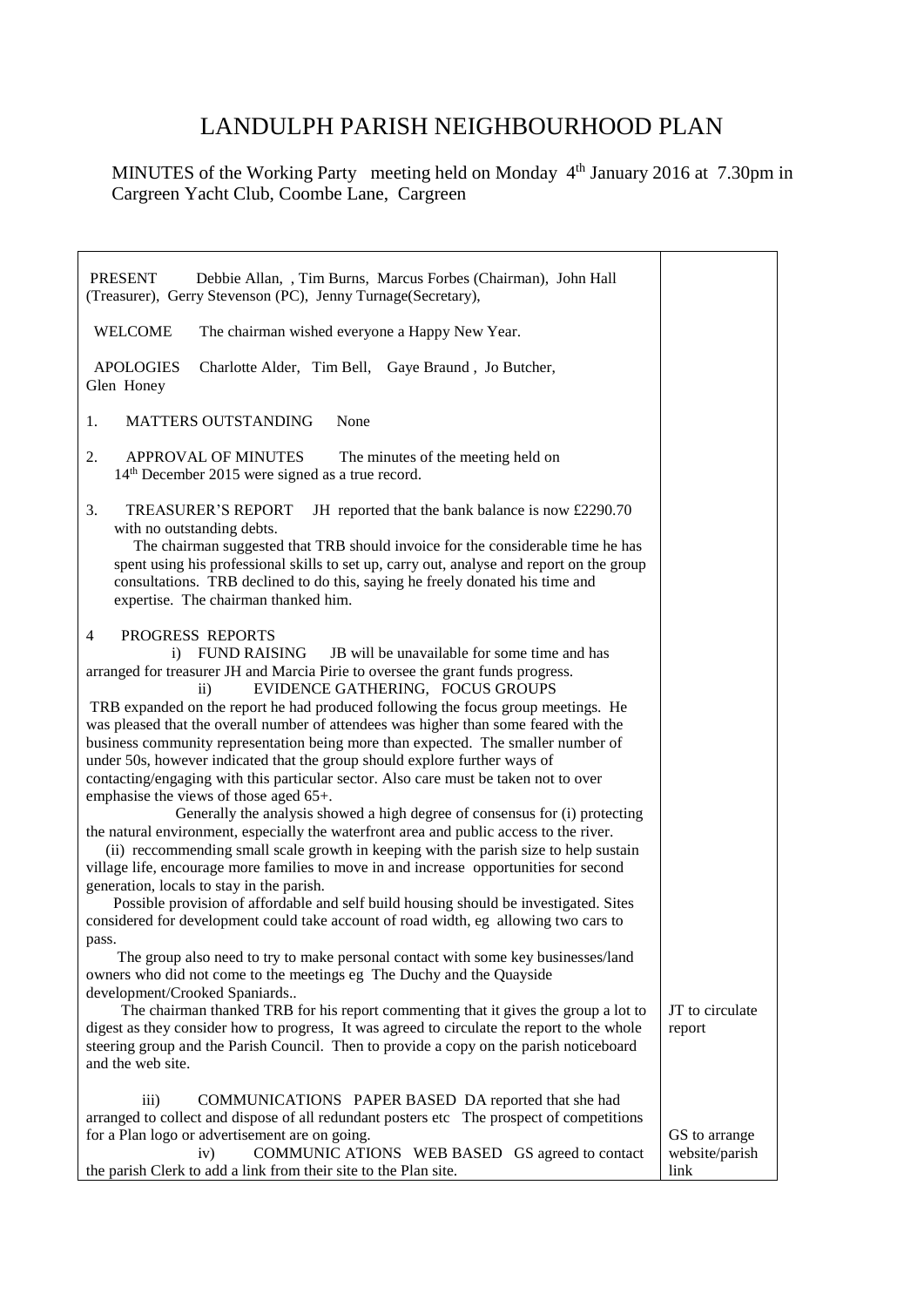# LANDULPH PARISH NEIGHBOURHOOD PLAN

MINUTES of the Working Party meeting held on Monday 4th January 2016 at 7.30pm in Cargreen Yacht Club, Coombe Lane, Cargreen

| | |
|---|---|
| PRESENT Debbie Allan, , Tim Burns, Marcus Forbes (Chairman), John Hall (Treasurer), Gerry Stevenson (PC), Jenny Turnage(Secretary), | |
| WELCOME The chairman wished everyone a Happy New Year. | |
| APOLOGIES Charlotte Alder, Tim Bell, Gaye Braund , Jo Butcher, Glen Honey | |
| 1. MATTERS OUTSTANDING None | |
| 2. APPROVAL OF MINUTES The minutes of the meeting held on 14th December 2015 were signed as a true record. | |
| 3. TREASURER'S REPORT JH reported that the bank balance is now £2290.70 with no outstanding debts. The chairman suggested that TRB should invoice for the considerable time he has spent using his professional skills to set up, carry out, analyse and report on the group consultations. TRB declined to do this, saying he freely donated his time and expertise. The chairman thanked him. | |
| 4 PROGRESS REPORTS<br>i) FUND RAISING JB will be unavailable for some time and has arranged for treasurer JH and Marcia Pirie to oversee the grant funds progress.<br>ii) EVIDENCE GATHERING, FOCUS GROUPS<br>TRB expanded on the report he had produced following the focus group meetings. He was pleased that the overall number of attendees was higher than some feared with the business community representation being more than expected. The smaller number of under 50s, however indicated that the group should explore further ways of contacting/engaging with this particular sector. Also care must be taken not to over emphasise the views of those aged 65+.<br>Generally the analysis showed a high degree of consensus for (i) protecting the natural environment, especially the waterfront area and public access to the river.<br>(ii) reccommending small scale growth in keeping with the parish size to help sustain village life, encourage more families to move in and increase opportunities for second generation, locals to stay in the parish.<br>Possible provision of affordable and self build housing should be investigated. Sites considered for development could take account of road width, eg allowing two cars to pass.<br>The group also need to try to make personal contact with some key businesses/land owners who did not come to the meetings eg The Duchy and the Quayside development/Crooked Spaniards..<br>The chairman thanked TRB for his report commenting that it gives the group a lot to digest as they consider how to progress, It was agreed to circulate the report to the whole steering group and the Parish Council. Then to provide a copy on the parish noticeboard and the web site. | JT to circulate report |
| iii) COMMUNICATIONS PAPER BASED DA reported that she had arranged to collect and dispose of all redundant posters etc The prospect of competitions for a Plan logo or advertisement are on going.<br>iv) COMMUNIC ATIONS WEB BASED GS agreed to contact the parish Clerk to add a link from their site to the Plan site. | GS to arrange website/parish link |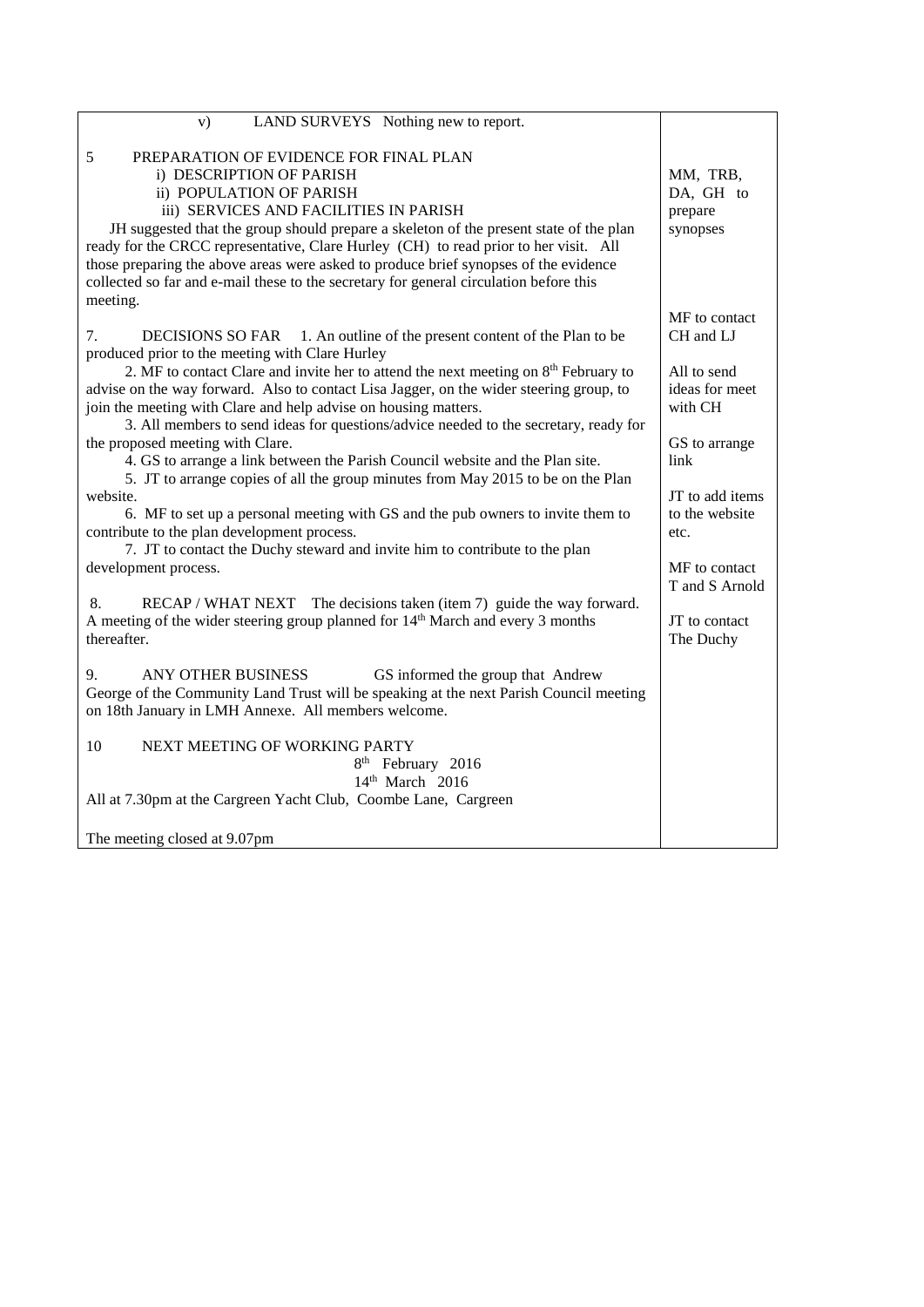| | |
|---|---|
| v) LAND SURVEYS Nothing new to report. | |
| 5 PREPARATION OF EVIDENCE FOR FINAL PLAN<br>i) DESCRIPTION OF PARISH<br>ii) POPULATION OF PARISH<br>iii) SERVICES AND FACILITIES IN PARISH<br>JH suggested that the group should prepare a skeleton of the present state of the plan ready for the CRCC representative, Clare Hurley (CH) to read prior to her visit. All those preparing the above areas were asked to produce brief synopses of the evidence collected so far and e-mail these to the secretary for general circulation before this meeting. | MM, TRB, DA, GH to prepare synopses |
| 7. DECISIONS SO FAR 1. An outline of the present content of the Plan to be produced prior to the meeting with Clare Hurley<br>2. MF to contact Clare and invite her to attend the next meeting on 8th February to advise on the way forward. Also to contact Lisa Jagger, on the wider steering group, to join the meeting with Clare and help advise on housing matters.<br>3. All members to send ideas for questions/advice needed to the secretary, ready for the proposed meeting with Clare.<br>4. GS to arrange a link between the Parish Council website and the Plan site.<br>5. JT to arrange copies of all the group minutes from May 2015 to be on the Plan website.<br>6. MF to set up a personal meeting with GS and the pub owners to invite them to contribute to the plan development process.<br>7. JT to contact the Duchy steward and invite him to contribute to the plan development process. | MF to contact CH and LJ<br><br>All to send ideas for meet with CH<br><br>GS to arrange link<br><br>JT to add items to the website etc.<br><br>MF to contact T and S Arnold |
| 8. RECAP / WHAT NEXT The decisions taken (item 7) guide the way forward. A meeting of the wider steering group planned for 14th March and every 3 months thereafter. | JT to contact The Duchy |
| 9. ANY OTHER BUSINESS GS informed the group that Andrew George of the Community Land Trust will be speaking at the next Parish Council meeting on 18th January in LMH Annexe. All members welcome. | |
| 10 NEXT MEETING OF WORKING PARTY<br>8th February 2016<br>14th March 2016<br>All at 7.30pm at the Cargreen Yacht Club, Coombe Lane, Cargreen<br><br>The meeting closed at 9.07pm | |